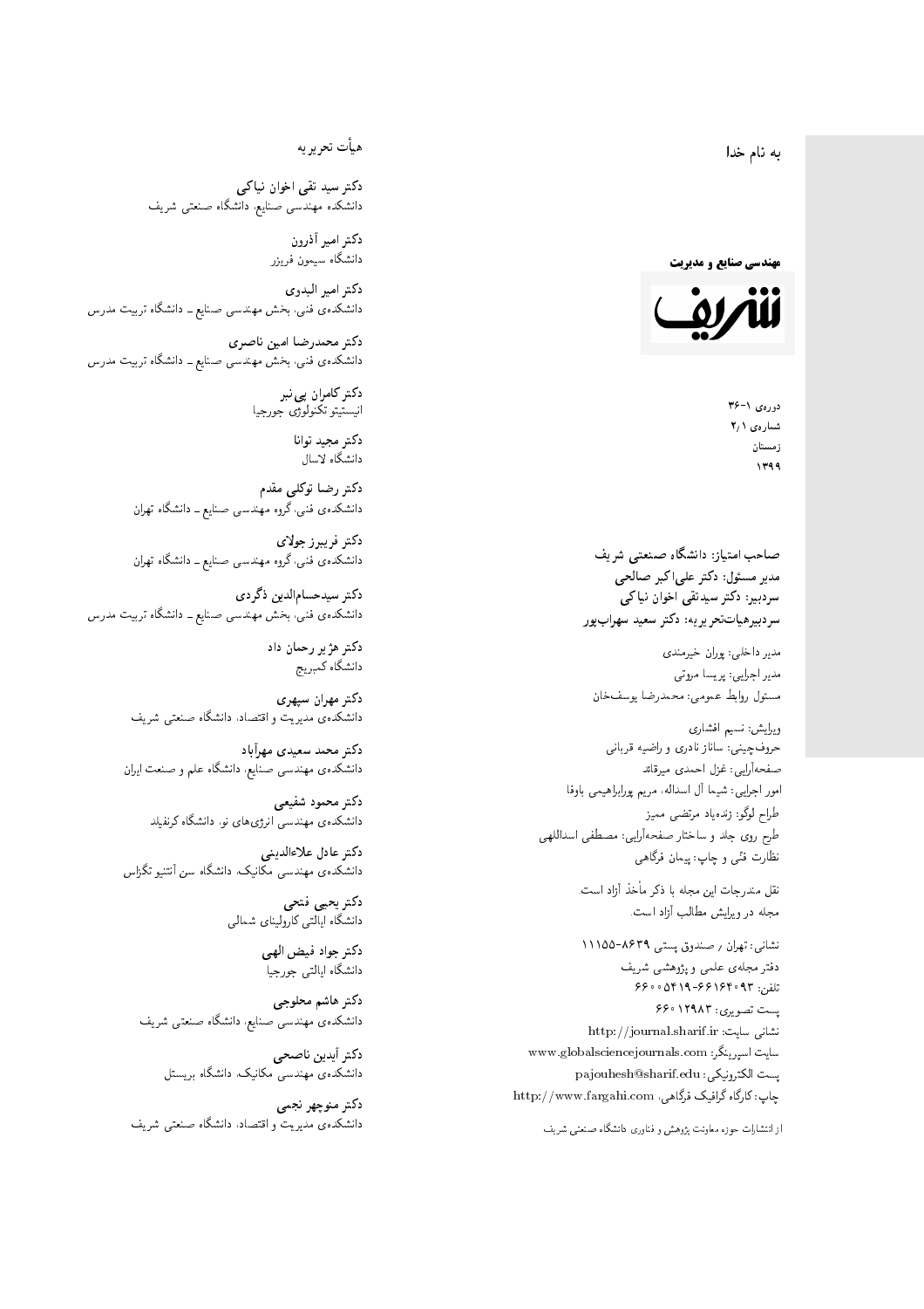به نام خدا

**مهندسی صنایع و مدیریت**

**شریف**

دوره‌ی ۱-۳۶
شماره‌ی ۲/۱
زمستان
۱۳۹۹

**صاحب امتیاز: دانشگاه صنعتی شریف**
**مدیر مسئول: دکتر علی‌اکبر صالحی**
**سردبیر: دکتر سیدتقی اخوان نیاکی**
**سردبیرهیات‌تحریریه: دکتر سعید سهراب‌پور**

مدیر داخلی: پوران خیرمندی
مدیر اجرایی: پریسا مروتی
مسئول روابط عمومی: محمدرضا یوسف‌خان

ویرایش: نسیم افشاری
حروف‌چینی: ساناز نادری و راضیه قربانی
صفحه‌آرایی: غزل احمدی میرقائد
امور اجرایی: شیما آل اسداله، مریم پوراباهیمی باوفا
طراح لوگو: زنده‌یاد مرتضی ممیز
طرح روی جلد و ساختار صفحه‌آرایی: مصطفی اسداللهی
نظارت فنی و چاپ: پیمان فرگاهی

نقل مندرجات این مجله با ذکر مأخذ آزاد است.
مجله در ویرایش مطالب آزاد است.

نشانی: تهران / صندوق پستی ۸۶۳۹-۱۱۱۵۵
دفتر مجله‌ی علمی و پژوهشی شریف
تلفن: ۶۶۱۶۴۰۹۳-۶۶۰۰۵۴۱۹
پست تصویری: ۶۶۰۱۲۹۸۳
نشانی سایت: http://journal.sharif.ir
سایت اسپرینگر: www.globalsciencejournals.com
پست الکترونیکی: pajouhesh@sharif.edu
چاپ: کارگاه گرافیک فرگاهی، http://www.fargahi.com

از انتشارات حوزه معاونت پژوهش و فناوری دانشگاه صنعتی شریف

## هیأت تحریریه

**دکتر سید تقی اخوان نیاکی**
دانشکده مهندسی صنایع، دانشگاه صنعتی شریف

**دکتر امیر آذرون**
دانشگاه سیمون فریزر

**دکتر امیر البدوی**
دانشکده‌ی فنی، بخش مهندسی صنایع ـ دانشگاه تربیت مدرس

**دکتر محمدرضا امین ناصری**
دانشکده‌ی فنی، بخش مهندسی صنایع ـ دانشگاه تربیت مدرس

**دکتر کامران پی‌نبر**
انیستیتو تکنولوژی جورجیا

**دکتر مجید توانا**
دانشگاه لاسال

**دکتر رضا توکلی مقدم**
دانشکده‌ی فنی، گروه مهندسی صنایع ـ دانشگاه تهران

**دکتر فریبرز جولای**
دانشکده‌ی فنی، گروه مهندسی صنایع ـ دانشگاه تهران

**دکتر سیدحسام‌الدین ذگردی**
دانشکده‌ی فنی، بخش مهندسی صنایع ـ دانشگاه تربیت مدرس

**دکتر هژیر رحمان داد**
دانشگاه کمبریج

**دکتر مهران سپهری**
دانشکده‌ی مدیریت و اقتصاد، دانشگاه صنعتی شریف

**دکتر محمد سعیدی مهرآباد**
دانشکده‌ی مهندسی صنایع، دانشگاه علم و صنعت ایران

**دکتر محمود شفیعی**
دانشکده‌ی مهندسی انرژی‌های نو، دانشگاه کرنفیلد

**دکتر عادل علاءالدینی**
دانشکده‌ی مهندسی مکانیک، دانشگاه سن آنتنیو تگزاس

**دکتر یحیی فتحی**
دانشگاه ایالتی کارولینای شمالی

**دکتر جواد فیض الهی**
دانشگاه ایالتی جورجیا

**دکتر هاشم محلوجی**
دانشکده‌ی مهندسی صنایع، دانشگاه صنعتی شریف

**دکتر آیدین ناصحی**
دانشکده‌ی مهندسی مکانیک، دانشگاه بریستل

**دکتر منوچهر نجمی**
دانشکده‌ی مدیریت و اقتصاد، دانشگاه صنعتی شریف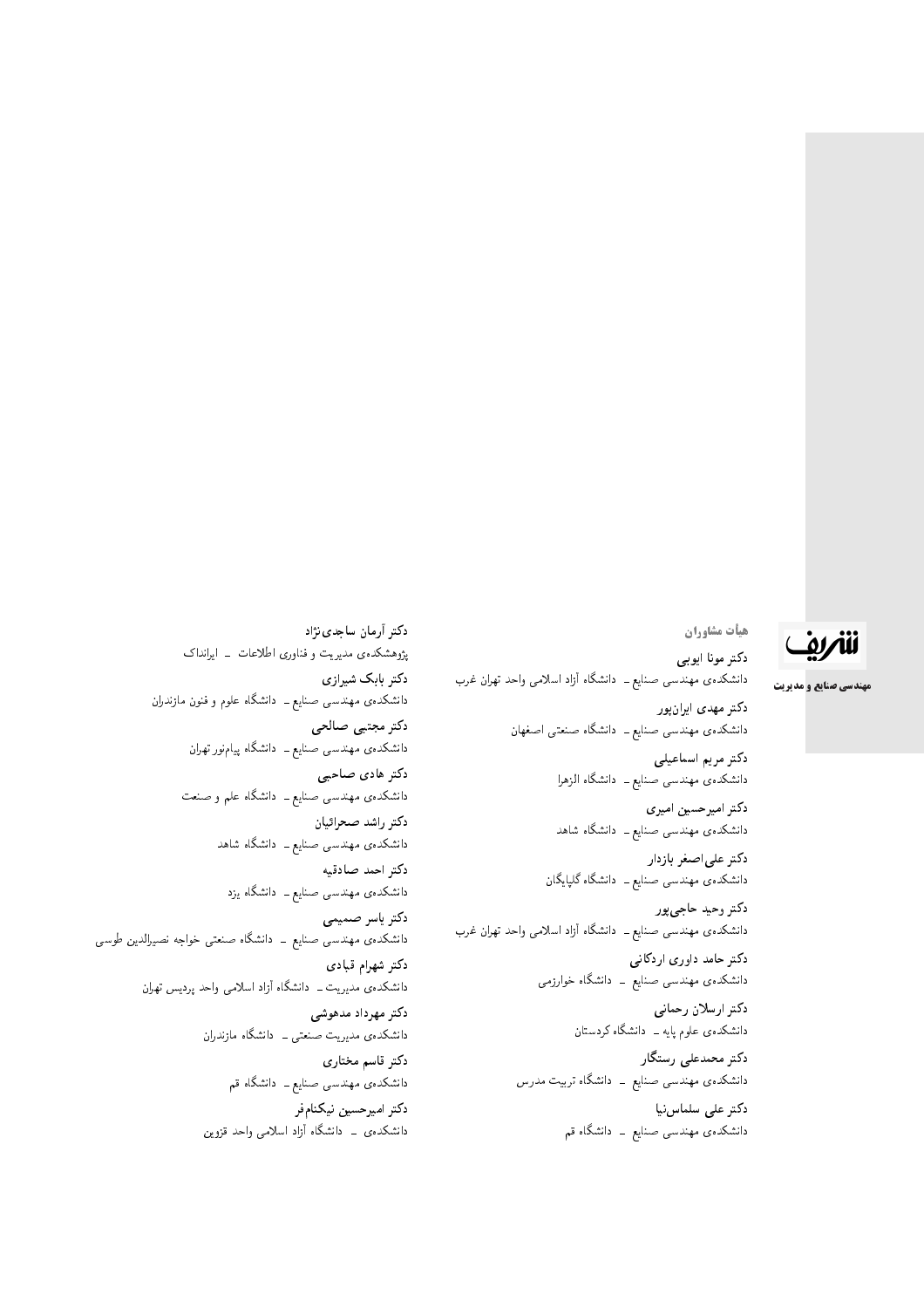## هیأت مشاوران

**دکتر مونا ایوبی**
دانشکده‌ی مهندسی صنایع ــ دانشگاه آزاد اسلامی واحد تهران غرب

**دکتر مهدی ایران‌پور**
دانشکده‌ی مهندسی صنایع ــ دانشگاه صنعتی اصفهان

**دکتر مریم اسماعیلی**
دانشکده‌ی مهندسی صنایع ــ دانشگاه الزهرا

**دکتر امیرحسین امیری**
دانشکده‌ی مهندسی صنایع ــ دانشگاه شاهد

**دکتر علی‌اصغر بازدار**
دانشکده‌ی مهندسی صنایع ــ دانشگاه گلپایگان

**دکتر وحید حاجی‌پور**
دانشکده‌ی مهندسی صنایع ــ دانشگاه آزاد اسلامی واحد تهران غرب

**دکتر حامد داوری اردکانی**
دانشکده‌ی مهندسی صنایع ــ دانشگاه خوارزمی

**دکتر ارسلان رحمانی**
دانشکده‌ی علوم پایه ــ دانشگاه کردستان

**دکتر محمدعلی رستگار**
دانشکده‌ی مهندسی صنایع ــ دانشگاه تربیت مدرس

**دکتر علی سلماس‌نیا**
دانشکده‌ی مهندسی صنایع ــ دانشگاه قم

**دکتر آرمان ساجدی‌نژاد**
پژوهشکده‌ی مدیریت و فناوری اطلاعات ــ ایرانداک

**دکتر بابک شیرازی**
دانشکده‌ی مهندسی صنایع ــ دانشگاه علوم و فنون مازندران

**دکتر مجتبی صالحی**
دانشکده‌ی مهندسی صنایع ــ دانشگاه پیام‌نور تهران

**دکتر هادی صاحبی**
دانشکده‌ی مهندسی صنایع ــ دانشگاه علم و صنعت

**دکتر راشد صحرائیان**
دانشکده‌ی مهندسی صنایع ــ دانشگاه شاهد

**دکتر احمد صادقیه**
دانشکده‌ی مهندسی صنایع ــ دانشگاه یزد

**دکتر یاسر صمیمی**
دانشکده‌ی مهندسی صنایع ــ دانشگاه صنعتی خواجه نصیرالدین طوسی

**دکتر شهرام قبادی**
دانشکده‌ی مدیریت ــ دانشگاه آزاد اسلامی واحد پردیس تهران

**دکتر مهرداد مدهوشی**
دانشکده‌ی مدیریت صنعتی ــ دانشگاه مازندران

**دکتر قاسم مختاری**
دانشکده‌ی مهندسی صنایع ــ دانشگاه قم

**دکتر امیرحسین نیکنام‌فر**
دانشکده‌ی ــ دانشگاه آزاد اسلامی واحد قزوین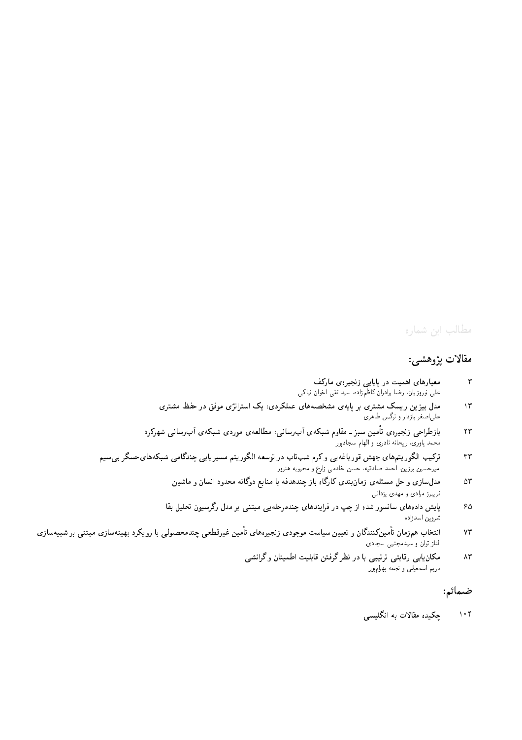مطالب این شماره

## مقالات پژوهشی:

۳ **معیارهای اهمیت در پایایی زنجیره‌ی مارکف**
علی نوروزیان، رضا برادران کاظم‌زاده، سید تقی اخوان نیاکی

۱۳ **مدل بیزین ریسک مشتری بر پایه‌ی مشخصه‌های عملکردی: یک استراتژی موفق در حفظ مشتری**
علی‌اصغر بازدار و نرگس طاهری

۲۳ **بازطراحی زنجیره‌ی تأمین سبز ـ مقاوم شبکه‌ی آب‌رسانی: مطالعه‌ی موردی شبکه‌ی آب‌رسانی شهرکرد**
محمد یاوری، ریحانه نادری و الهام سجادپور

۳۳ **ترکیب الگوریتم‌های جهش قورباغه‌یی و کرم شب‌تاب در توسعه الگوریتم مسیریابی چندگامی شبکه‌های حسگر بی‌سیم**
امیرحسین برزین، احمد صادقیه، حسن خادمی زارع و محبوبه هنرور

۵۳ **مدل‌سازی و حل مسئله‌ی زمان‌بندی کارگاه باز چندهدفه با منابع دوگانه محدود انسان و ماشین**
فریبرز مرادی و مهدی یزدانی

۶۵ **پایش داده‌های سانسور شده از چپ در فرایندهای چندمرحله‌یی مبتنی بر مدل رگرسیون تحلیل بقا**
شروین اسدزاده

۷۳ **انتخاب هم‌زمان تأمین‌کنندگان و تعیین سیاست موجودی زنجیره‌های تأمین غیرقطعی چندمحصولی با رویکرد بهینه‌سازی مبتنی بر شبیه‌سازی**
الناز توان و سیدمجتبی سجادی

۸۳ **مکان‌یابی رقابتی ترتیبی با در نظر گرفتن قابلیت اطمینان و گرانشی**
مریم اسمعیلی و نجمه بهرام‌پور

## ضمائم:

۱۰۴ چکیده مقالات به انگلیسی